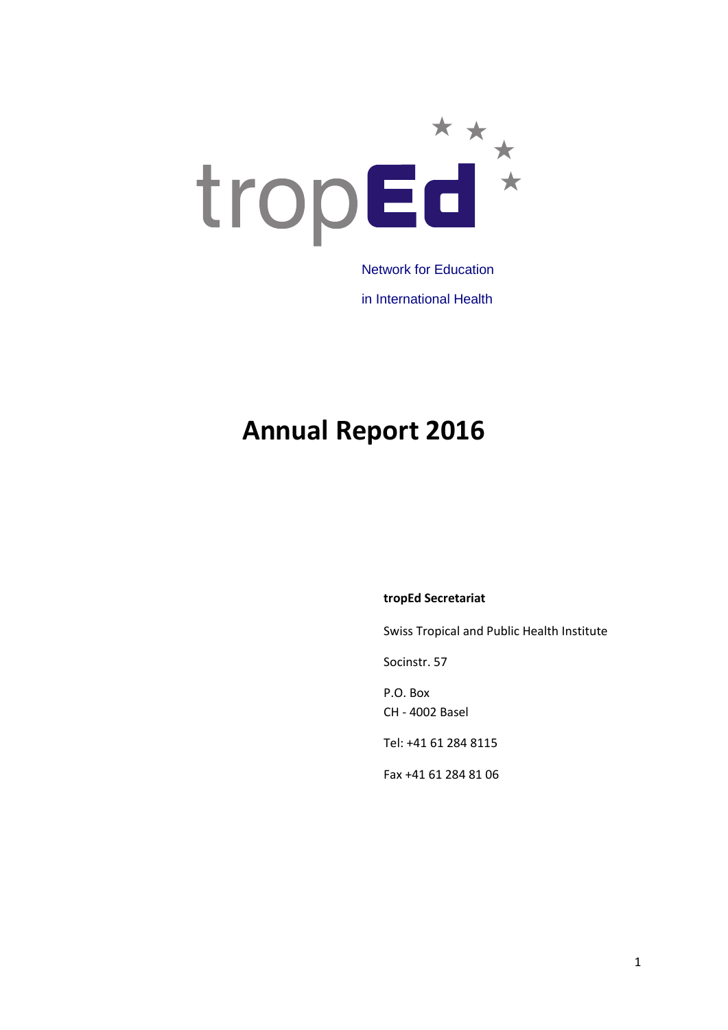tropEd

Network for Education

in International Health

# Annual Report 2016

**tropEd Secretariat**

Swiss Tropical and Public Health Institute

Socinstr. 57

P.O. Box
CH - 4002 Basel

Tel: +41 61 284 8115

Fax +41 61 284 81 06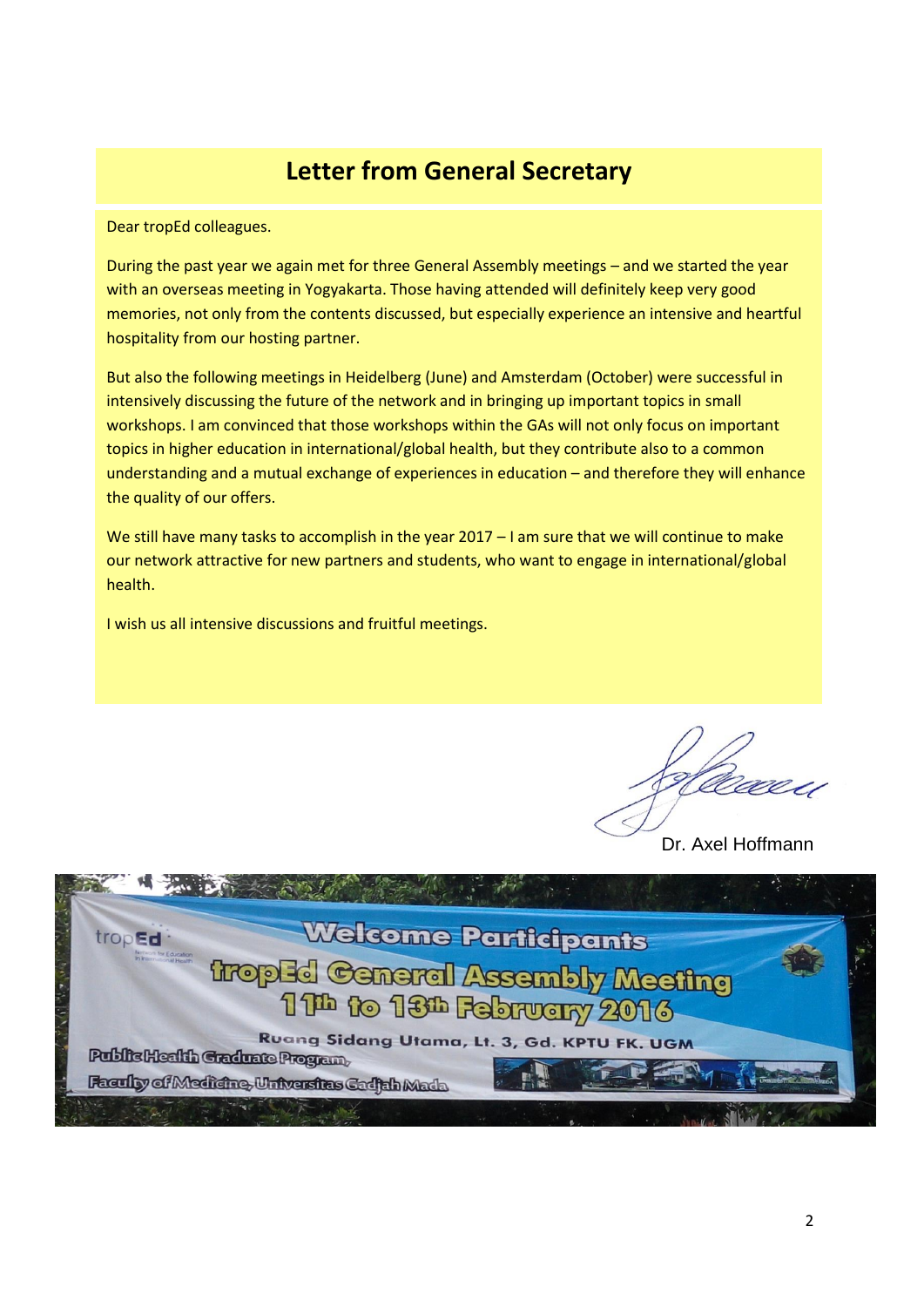# Letter from General Secretary

Dear tropEd colleagues.

During the past year we again met for three General Assembly meetings – and we started the year with an overseas meeting in Yogyakarta. Those having attended will definitely keep very good memories, not only from the contents discussed, but especially experience an intensive and heartful hospitality from our hosting partner.

But also the following meetings in Heidelberg (June) and Amsterdam (October) were successful in intensively discussing the future of the network and in bringing up important topics in small workshops. I am convinced that those workshops within the GAs will not only focus on important topics in higher education in international/global health, but they contribute also to a common understanding and a mutual exchange of experiences in education – and therefore they will enhance the quality of our offers.

We still have many tasks to accomplish in the year 2017 – I am sure that we will continue to make our network attractive for new partners and students, who want to engage in international/global health.

I wish us all intensive discussions and fruitful meetings.

Dr. Axel Hoffmann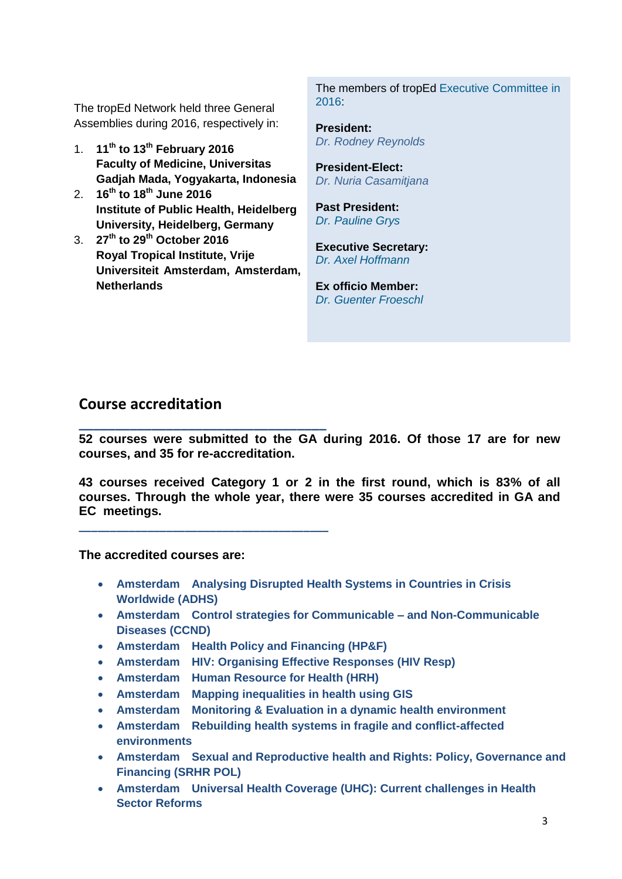The tropEd Network held three General Assemblies during 2016, respectively in:

1. **11th to 13th February 2016**
   **Faculty of Medicine, Universitas Gadjah Mada, Yogyakarta, Indonesia**
2. **16th to 18th June 2016**
   **Institute of Public Health, Heidelberg University, Heidelberg, Germany**
3. **27th to 29th October 2016**
   **Royal Tropical Institute, Vrije Universiteit Amsterdam, Amsterdam, Netherlands**

The members of tropEd Executive Committee in 2016:

**President:**
*Dr. Rodney Reynolds*

**President-Elect:**
*Dr. Nuria Casamitjana*

**Past President:**
*Dr. Pauline Grys*

**Executive Secretary:**
*Dr. Axel Hoffmann*

**Ex officio Member:**
*Dr. Guenter Froeschl*

## Course accreditation

---

**52 courses were submitted to the GA during 2016. Of those 17 are for new courses, and 35 for re-accreditation.**

**43 courses received Category 1 or 2 in the first round, which is 83% of all courses. Through the whole year, there were 35 courses accredited in GA and EC meetings.**

---

**The accredited courses are:**

- **Amsterdam Analysing Disrupted Health Systems in Countries in Crisis Worldwide (ADHS)**
- **Amsterdam Control strategies for Communicable – and Non-Communicable Diseases (CCND)**
- **Amsterdam Health Policy and Financing (HP&F)**
- **Amsterdam HIV: Organising Effective Responses (HIV Resp)**
- **Amsterdam Human Resource for Health (HRH)**
- **Amsterdam Mapping inequalities in health using GIS**
- **Amsterdam Monitoring & Evaluation in a dynamic health environment**
- **Amsterdam Rebuilding health systems in fragile and conflict-affected environments**
- **Amsterdam Sexual and Reproductive health and Rights: Policy, Governance and Financing (SRHR POL)**
- **Amsterdam Universal Health Coverage (UHC): Current challenges in Health Sector Reforms**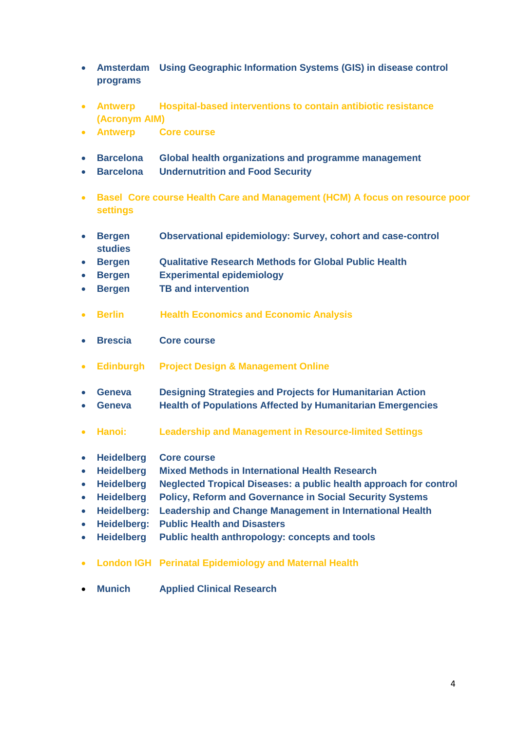- **Amsterdam Using Geographic Information Systems (GIS) in disease control programs**

- **Antwerp Hospital-based interventions to contain antibiotic resistance (Acronym AIM)**
- **Antwerp Core course**

- **Barcelona Global health organizations and programme management**
- **Barcelona Undernutrition and Food Security**

- **Basel Core course Health Care and Management (HCM) A focus on resource poor settings**

- **Bergen Observational epidemiology: Survey, cohort and case-control studies**
- **Bergen Qualitative Research Methods for Global Public Health**
- **Bergen Experimental epidemiology**
- **Bergen TB and intervention**

- **Berlin Health Economics and Economic Analysis**

- **Brescia Core course**

- **Edinburgh Project Design & Management Online**

- **Geneva Designing Strategies and Projects for Humanitarian Action**
- **Geneva Health of Populations Affected by Humanitarian Emergencies**

- **Hanoi: Leadership and Management in Resource-limited Settings**

- **Heidelberg Core course**
- **Heidelberg Mixed Methods in International Health Research**
- **Heidelberg Neglected Tropical Diseases: a public health approach for control**
- **Heidelberg Policy, Reform and Governance in Social Security Systems**
- **Heidelberg: Leadership and Change Management in International Health**
- **Heidelberg: Public Health and Disasters**
- **Heidelberg Public health anthropology: concepts and tools**

- **London IGH Perinatal Epidemiology and Maternal Health**

- **Munich Applied Clinical Research**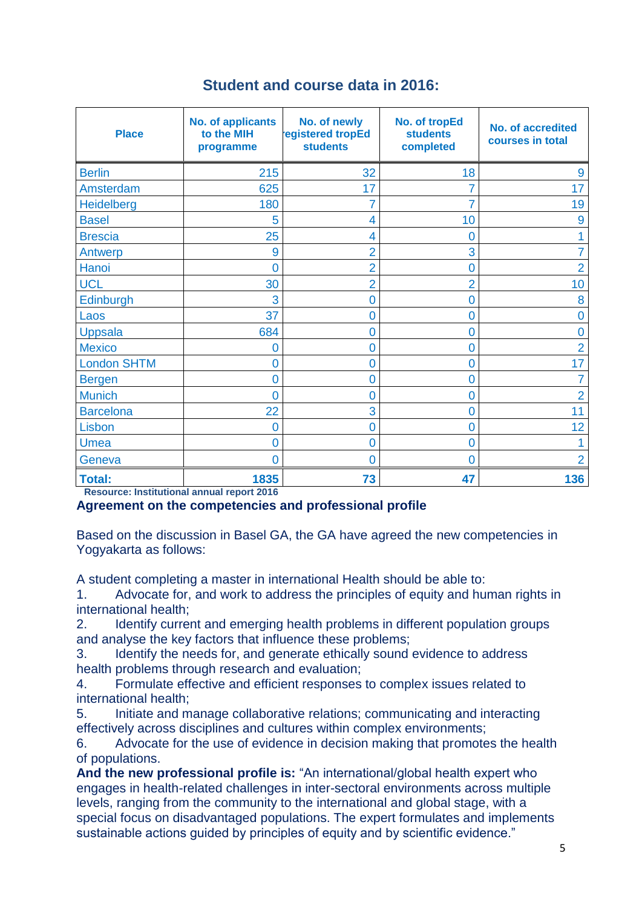## Student and course data in 2016:

| Place | No. of applicants to the MIH programme | No. of newly registered tropEd students | No. of tropEd students completed | No. of accredited courses in total |
|---|---|---|---|---|
| Berlin | 215 | 32 | 18 | 9 |
| Amsterdam | 625 | 17 | 7 | 17 |
| Heidelberg | 180 | 7 | 7 | 19 |
| Basel | 5 | 4 | 10 | 9 |
| Brescia | 25 | 4 | 0 | 1 |
| Antwerp | 9 | 2 | 3 | 7 |
| Hanoi | 0 | 2 | 0 | 2 |
| UCL | 30 | 2 | 2 | 10 |
| Edinburgh | 3 | 0 | 0 | 8 |
| Laos | 37 | 0 | 0 | 0 |
| Uppsala | 684 | 0 | 0 | 0 |
| Mexico | 0 | 0 | 0 | 2 |
| London SHTM | 0 | 0 | 0 | 17 |
| Bergen | 0 | 0 | 0 | 7 |
| Munich | 0 | 0 | 0 | 2 |
| Barcelona | 22 | 3 | 0 | 11 |
| Lisbon | 0 | 0 | 0 | 12 |
| Umea | 0 | 0 | 0 | 1 |
| Geneva | 0 | 0 | 0 | 2 |
| **Total:** | **1835** | **73** | **47** | **136** |

**Resource: Institutional annual report 2016**

### Agreement on the competencies and professional profile

Based on the discussion in Basel GA, the GA have agreed the new competencies in Yogyakarta as follows:

A student completing a master in international Health should be able to:

1. Advocate for, and work to address the principles of equity and human rights in international health;
2. Identify current and emerging health problems in different population groups and analyse the key factors that influence these problems;
3. Identify the needs for, and generate ethically sound evidence to address health problems through research and evaluation;
4. Formulate effective and efficient responses to complex issues related to international health;
5. Initiate and manage collaborative relations; communicating and interacting effectively across disciplines and cultures within complex environments;
6. Advocate for the use of evidence in decision making that promotes the health of populations.

**And the new professional profile is:** "An international/global health expert who engages in health-related challenges in inter-sectoral environments across multiple levels, ranging from the community to the international and global stage, with a special focus on disadvantaged populations. The expert formulates and implements sustainable actions guided by principles of equity and by scientific evidence."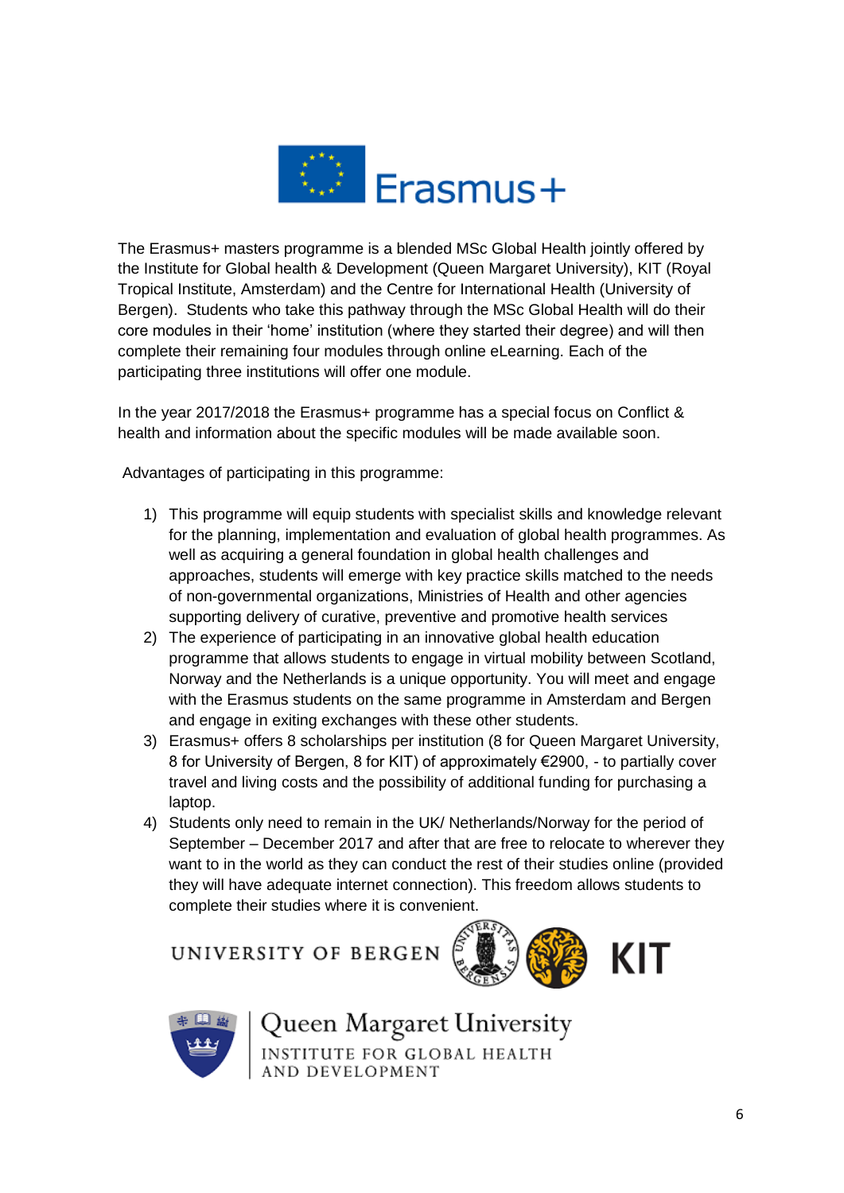Erasmus+

The Erasmus+ masters programme is a blended MSc Global Health jointly offered by the Institute for Global health & Development (Queen Margaret University), KIT (Royal Tropical Institute, Amsterdam) and the Centre for International Health (University of Bergen). Students who take this pathway through the MSc Global Health will do their core modules in their 'home' institution (where they started their degree) and will then complete their remaining four modules through online eLearning. Each of the participating three institutions will offer one module.

In the year 2017/2018 the Erasmus+ programme has a special focus on Conflict & health and information about the specific modules will be made available soon.

Advantages of participating in this programme:

1) This programme will equip students with specialist skills and knowledge relevant for the planning, implementation and evaluation of global health programmes. As well as acquiring a general foundation in global health challenges and approaches, students will emerge with key practice skills matched to the needs of non-governmental organizations, Ministries of Health and other agencies supporting delivery of curative, preventive and promotive health services
2) The experience of participating in an innovative global health education programme that allows students to engage in virtual mobility between Scotland, Norway and the Netherlands is a unique opportunity. You will meet and engage with the Erasmus students on the same programme in Amsterdam and Bergen and engage in exiting exchanges with these other students.
3) Erasmus+ offers 8 scholarships per institution (8 for Queen Margaret University, 8 for University of Bergen, 8 for KIT) of approximately €2900, - to partially cover travel and living costs and the possibility of additional funding for purchasing a laptop.
4) Students only need to remain in the UK/ Netherlands/Norway for the period of September – December 2017 and after that are free to relocate to wherever they want to in the world as they can conduct the rest of their studies online (provided they will have adequate internet connection). This freedom allows students to complete their studies where it is convenient.

UNIVERSITY OF BERGEN

KIT

Queen Margaret University
INSTITUTE FOR GLOBAL HEALTH AND DEVELOPMENT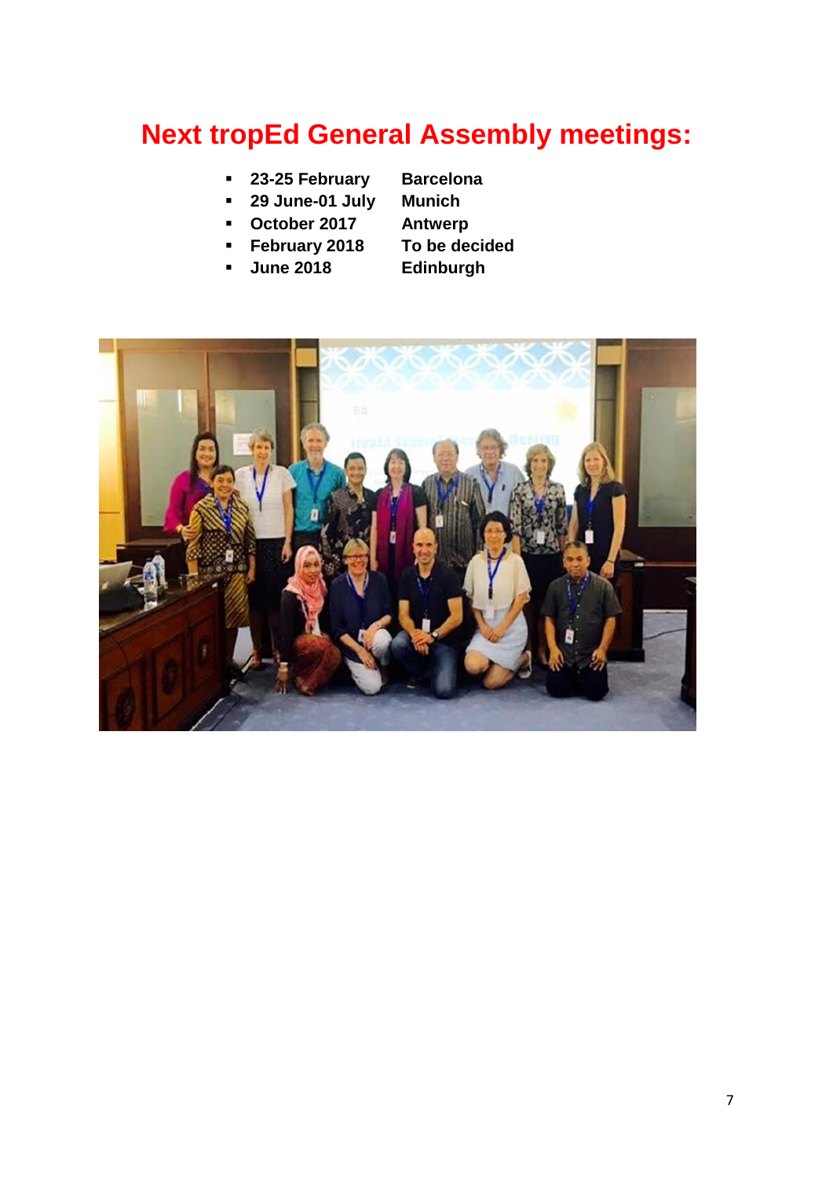# Next tropEd General Assembly meetings:

- **23-25 February** **Barcelona**
- **29 June-01 July** **Munich**
- **October 2017** **Antwerp**
- **February 2018** **To be decided**
- **June 2018** **Edinburgh**